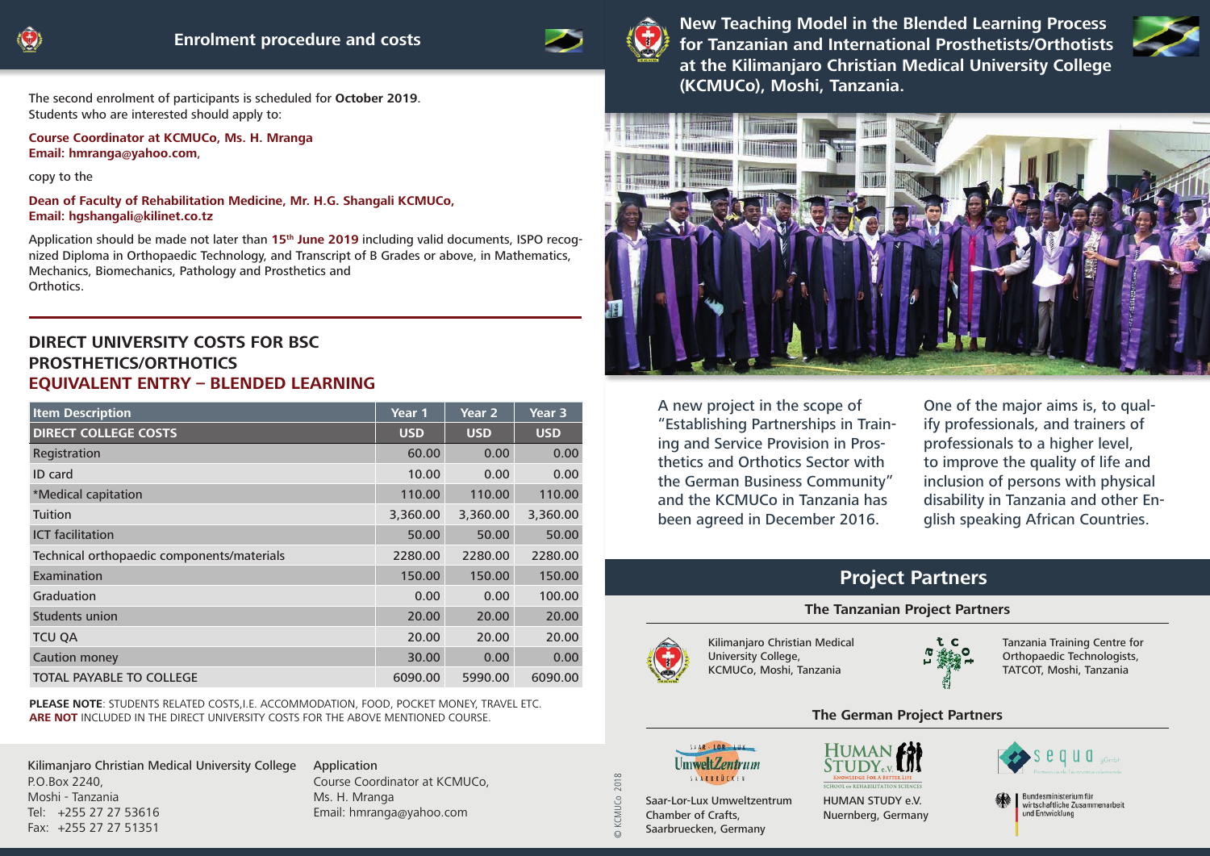# Enrolment procedure and costs

The second enrolment of participants is scheduled for **October 2019**. Students who are interested should apply to:

**Course Coordinator at KCMUCo, Ms. H. Mranga**
**Email: hmranga@yahoo.com**,

copy to the

**Dean of Faculty of Rehabilitation Medicine, Mr. H.G. Shangali KCMUCo,**
**Email: hgshangali@kilinet.co.tz**

Application should be made not later than **15th June 2019** including valid documents, ISPO recognized Diploma in Orthopaedic Technology, and Transcript of B Grades or above, in Mathematics, Mechanics, Biomechanics, Pathology and Prosthetics and Orthotics.

## DIRECT UNIVERSITY COSTS FOR BSC PROSTHETICS/ORTHOTICS EQUIVALENT ENTRY – BLENDED LEARNING

| Item Description | Year 1 | Year 2 | Year 3 |
|---|---|---|---|
| **DIRECT COLLEGE COSTS** | **USD** | **USD** | **USD** |
| Registration | 60.00 | 0.00 | 0.00 |
| ID card | 10.00 | 0.00 | 0.00 |
| *Medical capitation | 110.00 | 110.00 | 110.00 |
| Tuition | 3,360.00 | 3,360.00 | 3,360.00 |
| ICT facilitation | 50.00 | 50.00 | 50.00 |
| Technical orthopaedic components/materials | 2280.00 | 2280.00 | 2280.00 |
| Examination | 150.00 | 150.00 | 150.00 |
| Graduation | 0.00 | 0.00 | 100.00 |
| Students union | 20.00 | 20.00 | 20.00 |
| TCU QA | 20.00 | 20.00 | 20.00 |
| Caution money | 30.00 | 0.00 | 0.00 |
| TOTAL PAYABLE TO COLLEGE | 6090.00 | 5990.00 | 6090.00 |

**PLEASE NOTE**: STUDENTS RELATED COSTS,I.E. ACCOMMODATION, FOOD, POCKET MONEY, TRAVEL ETC. **ARE NOT** INCLUDED IN THE DIRECT UNIVERSITY COSTS FOR THE ABOVE MENTIONED COURSE.

Kilimanjaro Christian Medical University College
P.O.Box 2240,
Moshi - Tanzania
Tel: +255 27 27 53616
Fax: +255 27 27 51351

Application
Course Coordinator at KCMUCo,
Ms. H. Mranga
Email: hmranga@yahoo.com

© KCMUCo 2018

# New Teaching Model in the Blended Learning Process for Tanzanian and International Prosthetists/Orthotists at the Kilimanjaro Christian Medical University College (KCMUCo), Moshi, Tanzania.

A new project in the scope of "Establishing Partnerships in Training and Service Provision in Prosthetics and Orthotics Sector with the German Business Community" and the KCMUCo in Tanzania has been agreed in December 2016.

One of the major aims is, to qualify professionals, and trainers of professionals to a higher level, to improve the quality of life and inclusion of persons with physical disability in Tanzania and other English speaking African Countries.

## Project Partners

### The Tanzanian Project Partners

Kilimanjaro Christian Medical University College, KCMUCo, Moshi, Tanzania

Tanzania Training Centre for Orthopaedic Technologists, TATCOT, Moshi, Tanzania

### The German Project Partners

Saar-Lor-Lux Umweltzentrum Chamber of Crafts, Saarbruecken, Germany

HUMAN STUDY e.V. Nuernberg, Germany

sequa gGmbH

Bundesministerium für wirtschaftliche Zusammenarbeit und Entwicklung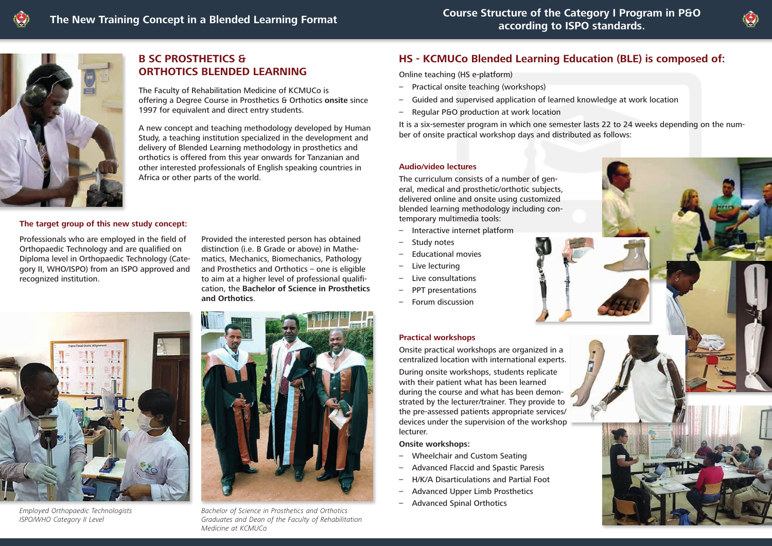# The New Training Concept in a Blended Learning Format

## B SC PROSTHETICS & ORTHOTICS BLENDED LEARNING

The Faculty of Rehabilitation Medicine of KCMUCo is offering a Degree Course in Prosthetics & Orthotics **onsite** since 1997 for equivalent and direct entry students.

A new concept and teaching methodology developed by Human Study, a teaching institution specialized in the development and delivery of Blended Learning methodology in prosthetics and orthotics is offered from this year onwards for Tanzanian and other interested professionals of English speaking countries in Africa or other parts of the world.

### The target group of this new study concept:

Professionals who are employed in the field of Orthopaedic Technology and are qualified on Diploma level in Orthopaedic Technology (Category II, WHO/ISPO) from an ISPO approved and recognized institution.

Provided the interested person has obtained distinction (i.e. B Grade or above) in Mathematics, Mechanics, Biomechanics, Pathology and Prosthetics and Orthotics – one is eligible to aim at a higher level of professional qualification, the **Bachelor of Science in Prosthetics and Orthotics**.

*Employed Orthopaedic Technologists ISPO/WHO Category II Level*

*Bachelor of Science in Prosthetics and Orthotics Graduates and Dean of the Faculty of Rehabilitation Medicine at KCMUCo*

# Course Structure of the Category I Program in P&O according to ISPO standards.

## HS - KCMUCo Blended Learning Education (BLE) is composed of:

Online teaching (HS e-platform)

- Practical onsite teaching (workshops)
- Guided and supervised application of learned knowledge at work location
- Regular P&O production at work location

It is a six-semester program in which one semester lasts 22 to 24 weeks depending on the number of onsite practical workshop days and distributed as follows:

### Audio/video lectures

The curriculum consists of a number of general, medical and prosthetic/orthotic subjects, delivered online and onsite using customized blended learning methodology including contemporary multimedia tools:

- Interactive internet platform
- Study notes
- Educational movies
- Live lecturing
- Live consultations
- PPT presentations
- Forum discussion

### Practical workshops

Onsite practical workshops are organized in a centralized location with international experts.

During onsite workshops, students replicate with their patient what has been learned during the course and what has been demonstrated by the lecturer/trainer. They provide to the pre-assessed patients appropriate services/ devices under the supervision of the workshop lecturer.

**Onsite workshops:**

- Wheelchair and Custom Seating
- Advanced Flaccid and Spastic Paresis
- H/K/A Disarticulations and Partial Foot
- Advanced Upper Limb Prosthetics
- Advanced Spinal Orthotics